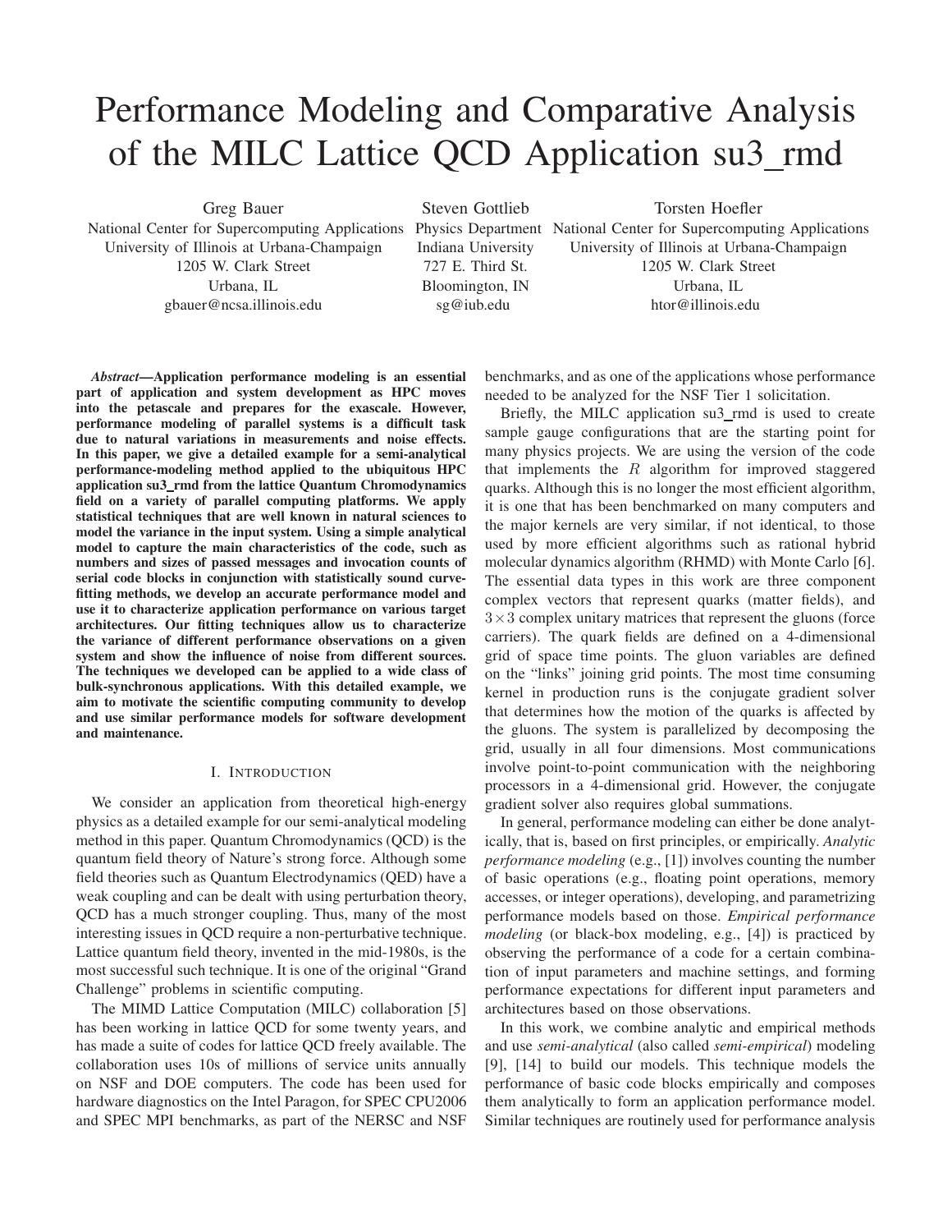# Performance Modeling and Comparative Analysis of the MILC Lattice QCD Application su3_rmd

Greg Bauer
National Center for Supercomputing Applications
University of Illinois at Urbana-Champaign
1205 W. Clark Street
Urbana, IL
gbauer@ncsa.illinois.edu

Steven Gottlieb
Physics Department
Indiana University
727 E. Third St.
Bloomington, IN
sg@iub.edu

Torsten Hoefler
National Center for Supercomputing Applications
University of Illinois at Urbana-Champaign
1205 W. Clark Street
Urbana, IL
htor@illinois.edu

***Abstract*—Application performance modeling is an essential part of application and system development as HPC moves into the petascale and prepares for the exascale. However, performance modeling of parallel systems is a difficult task due to natural variations in measurements and noise effects. In this paper, we give a detailed example for a semi-analytical performance-modeling method applied to the ubiquitous HPC application su3_rmd from the lattice Quantum Chromodynamics field on a variety of parallel computing platforms. We apply statistical techniques that are well known in natural sciences to model the variance in the input system. Using a simple analytical model to capture the main characteristics of the code, such as numbers and sizes of passed messages and invocation counts of serial code blocks in conjunction with statistically sound curve-fitting methods, we develop an accurate performance model and use it to characterize application performance on various target architectures. Our fitting techniques allow us to characterize the variance of different performance observations on a given system and show the influence of noise from different sources. The techniques we developed can be applied to a wide class of bulk-synchronous applications. With this detailed example, we aim to motivate the scientific computing community to develop and use similar performance models for software development and maintenance.**

## I. Introduction

We consider an application from theoretical high-energy physics as a detailed example for our semi-analytical modeling method in this paper. Quantum Chromodynamics (QCD) is the quantum field theory of Nature's strong force. Although some field theories such as Quantum Electrodynamics (QED) have a weak coupling and can be dealt with using perturbation theory, QCD has a much stronger coupling. Thus, many of the most interesting issues in QCD require a non-perturbative technique. Lattice quantum field theory, invented in the mid-1980s, is the most successful such technique. It is one of the original "Grand Challenge" problems in scientific computing.

The MIMD Lattice Computation (MILC) collaboration [5] has been working in lattice QCD for some twenty years, and has made a suite of codes for lattice QCD freely available. The collaboration uses 10s of millions of service units annually on NSF and DOE computers. The code has been used for hardware diagnostics on the Intel Paragon, for SPEC CPU2006 and SPEC MPI benchmarks, as part of the NERSC and NSF benchmarks, and as one of the applications whose performance needed to be analyzed for the NSF Tier 1 solicitation.

Briefly, the MILC application su3_rmd is used to create sample gauge configurations that are the starting point for many physics projects. We are using the version of the code that implements the $R$ algorithm for improved staggered quarks. Although this is no longer the most efficient algorithm, it is one that has been benchmarked on many computers and the major kernels are very similar, if not identical, to those used by more efficient algorithms such as rational hybrid molecular dynamics algorithm (RHMD) with Monte Carlo [6]. The essential data types in this work are three component complex vectors that represent quarks (matter fields), and $3 \times 3$ complex unitary matrices that represent the gluons (force carriers). The quark fields are defined on a 4-dimensional grid of space time points. The gluon variables are defined on the "links" joining grid points. The most time consuming kernel in production runs is the conjugate gradient solver that determines how the motion of the quarks is affected by the gluons. The system is parallelized by decomposing the grid, usually in all four dimensions. Most communications involve point-to-point communication with the neighboring processors in a 4-dimensional grid. However, the conjugate gradient solver also requires global summations.

In general, performance modeling can either be done analytically, that is, based on first principles, or empirically. *Analytic performance modeling* (e.g., [1]) involves counting the number of basic operations (e.g., floating point operations, memory accesses, or integer operations), developing, and parametrizing performance models based on those. *Empirical performance modeling* (or black-box modeling, e.g., [4]) is practiced by observing the performance of a code for a certain combination of input parameters and machine settings, and forming performance expectations for different input parameters and architectures based on those observations.

In this work, we combine analytic and empirical methods and use *semi-analytical* (also called *semi-empirical*) modeling [9], [14] to build our models. This technique models the performance of basic code blocks empirically and composes them analytically to form an application performance model. Similar techniques are routinely used for performance analysis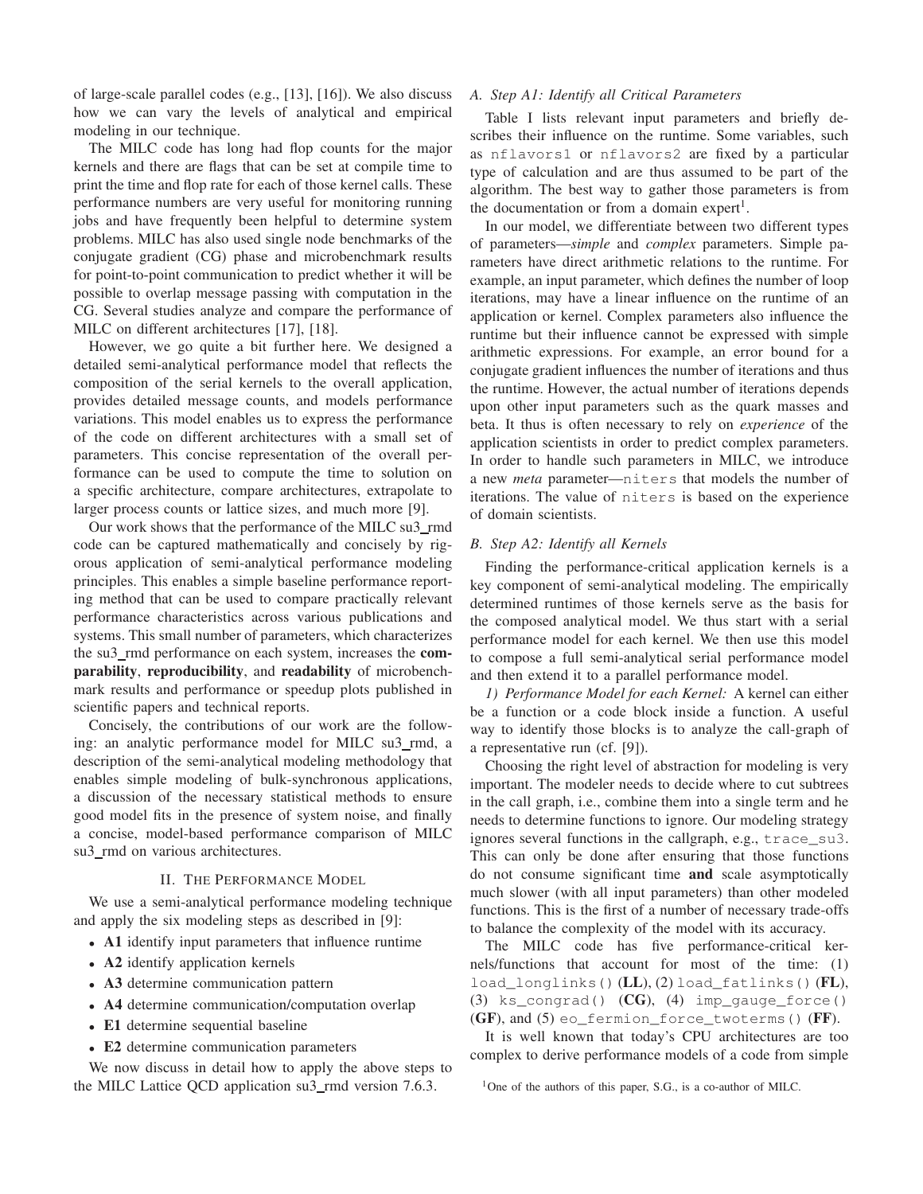of large-scale parallel codes (e.g., [13], [16]). We also discuss how we can vary the levels of analytical and empirical modeling in our technique.

The MILC code has long had flop counts for the major kernels and there are flags that can be set at compile time to print the time and flop rate for each of those kernel calls. These performance numbers are very useful for monitoring running jobs and have frequently been helpful to determine system problems. MILC has also used single node benchmarks of the conjugate gradient (CG) phase and microbenchmark results for point-to-point communication to predict whether it will be possible to overlap message passing with computation in the CG. Several studies analyze and compare the performance of MILC on different architectures [17], [18].

However, we go quite a bit further here. We designed a detailed semi-analytical performance model that reflects the composition of the serial kernels to the overall application, provides detailed message counts, and models performance variations. This model enables us to express the performance of the code on different architectures with a small set of parameters. This concise representation of the overall performance can be used to compute the time to solution on a specific architecture, compare architectures, extrapolate to larger process counts or lattice sizes, and much more [9].

Our work shows that the performance of the MILC su3_rmd code can be captured mathematically and concisely by rigorous application of semi-analytical performance modeling principles. This enables a simple baseline performance reporting method that can be used to compare practically relevant performance characteristics across various publications and systems. This small number of parameters, which characterizes the su3_rmd performance on each system, increases the **comparability**, **reproducibility**, and **readability** of microbenchmark results and performance or speedup plots published in scientific papers and technical reports.

Concisely, the contributions of our work are the following: an analytic performance model for MILC su3_rmd, a description of the semi-analytical modeling methodology that enables simple modeling of bulk-synchronous applications, a discussion of the necessary statistical methods to ensure good model fits in the presence of system noise, and finally a concise, model-based performance comparison of MILC su3_rmd on various architectures.

## II. The Performance Model

We use a semi-analytical performance modeling technique and apply the six modeling steps as described in [9]:

- **A1** identify input parameters that influence runtime
- **A2** identify application kernels
- **A3** determine communication pattern
- **A4** determine communication/computation overlap
- **E1** determine sequential baseline
- **E2** determine communication parameters

We now discuss in detail how to apply the above steps to the MILC Lattice QCD application su3_rmd version 7.6.3.

### A. Step A1: Identify all Critical Parameters

Table I lists relevant input parameters and briefly describes their influence on the runtime. Some variables, such as `nflavors1` or `nflavors2` are fixed by a particular type of calculation and are thus assumed to be part of the algorithm. The best way to gather those parameters is from the documentation or from a domain expert[1].

In our model, we differentiate between two different types of parameters—*simple* and *complex* parameters. Simple parameters have direct arithmetic relations to the runtime. For example, an input parameter, which defines the number of loop iterations, may have a linear influence on the runtime of an application or kernel. Complex parameters also influence the runtime but their influence cannot be expressed with simple arithmetic expressions. For example, an error bound for a conjugate gradient influences the number of iterations and thus the runtime. However, the actual number of iterations depends upon other input parameters such as the quark masses and beta. It thus is often necessary to rely on *experience* of the application scientists in order to predict complex parameters. In order to handle such parameters in MILC, we introduce a new *meta* parameter—`niters` that models the number of iterations. The value of `niters` is based on the experience of domain scientists.

### B. Step A2: Identify all Kernels

Finding the performance-critical application kernels is a key component of semi-analytical modeling. The empirically determined runtimes of those kernels serve as the basis for the composed analytical model. We thus start with a serial performance model for each kernel. We then use this model to compose a full semi-analytical serial performance model and then extend it to a parallel performance model.

*1) Performance Model for each Kernel:* A kernel can either be a function or a code block inside a function. A useful way to identify those blocks is to analyze the call-graph of a representative run (cf. [9]).

Choosing the right level of abstraction for modeling is very important. The modeler needs to decide where to cut subtrees in the call graph, i.e., combine them into a single term and he needs to determine functions to ignore. Our modeling strategy ignores several functions in the callgraph, e.g., `trace_su3`. This can only be done after ensuring that those functions do not consume significant time **and** scale asymptotically much slower (with all input parameters) than other modeled functions. This is the first of a number of necessary trade-offs to balance the complexity of the model with its accuracy.

The MILC code has five performance-critical kernels/functions that account for most of the time: (1) `load_longlinks()` (**LL**), (2) `load_fatlinks()` (**FL**), (3) `ks_congrad()` (**CG**), (4) `imp_gauge_force()` (**GF**), and (5) `eo_fermion_force_twoterms()` (**FF**).

It is well known that today's CPU architectures are too complex to derive performance models of a code from simple

[1] One of the authors of this paper, S.G., is a co-author of MILC.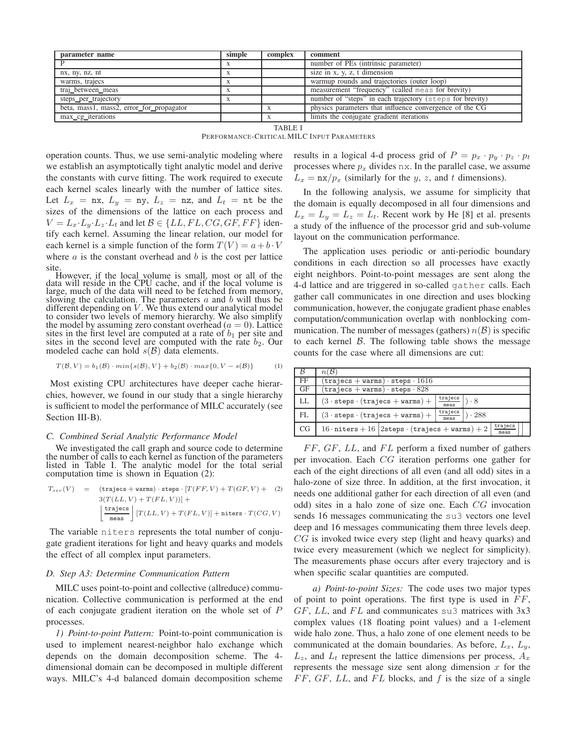| parameter name | simple | complex | comment |
|---|---|---|---|
| P | x | | number of PEs (intrinsic parameter) |
| nx, ny, nz, nt | x | | size in x, y, z, t dimension |
| warms, trajecs | x | | warmup rounds and trajectories (outer loop) |
| traj_between_meas | x | | measurement "frequency" (called meas for brevity) |
| steps_per_trajectory | x | | number of "steps" in each trajectory (steps for brevity) |
| beta, mass1, mass2, error_for_propagator | | x | physics parameters that influence convergence of the CG |
| max_cg_iterations | | x | limits the conjugate gradient iterations |

TABLE I
PERFORMANCE-CRITICAL MILC INPUT PARAMETERS

operation counts. Thus, we use semi-analytic modeling where we establish an asymptotically tight analytic model and derive the constants with curve fitting. The work required to execute each kernel scales linearly with the number of lattice sites. Let $L_x = \texttt{nx}$, $L_y = \texttt{ny}$, $L_z = \texttt{nz}$, and $L_t = \texttt{nt}$ be the sizes of the dimensions of the lattice on each process and $V = L_x \cdot L_y \cdot L_z \cdot L_t$ and let $\mathcal{B} \in \{LL, FL, CG, GF, FF\}$ identify each kernel. Assuming the linear relation, our model for each kernel is a simple function of the form $T(V) = a + b \cdot V$ where $a$ is the constant overhead and $b$ is the cost per lattice site.

However, if the local volume is small, most or all of the data will reside in the CPU cache, and if the local volume is large, much of the data will need to be fetched from memory, slowing the calculation. The parameters $a$ and $b$ will thus be different depending on $V$. We thus extend our analytical model to consider two levels of memory hierarchy. We also simplify the model by assuming zero constant overhead ($a = 0$). Lattice sites in the first level are computed at a rate of $b_1$ per site and sites in the second level are computed with the rate $b_2$. Our modeled cache can hold $s(\mathcal{B})$ data elements.

$$T(\mathcal{B}, V) = b_1(\mathcal{B}) \cdot min\{s(\mathcal{B}), V\} + b_2(\mathcal{B}) \cdot max\{0, V - s(\mathcal{B})\} \qquad (1)$$

Most existing CPU architectures have deeper cache hierarchies, however, we found in our study that a single hierarchy is sufficient to model the performance of MILC accurately (see Section III-B).

### C. Combined Serial Analytic Performance Model

We investigated the call graph and source code to determine the number of calls to each kernel as function of the parameters listed in Table I. The analytic model for the total serial computation time is shown in Equation (2):

$$\begin{aligned} T_{ser}(V) \quad = \quad & (\texttt{trajecs} + \texttt{warms}) \cdot \texttt{steps} \cdot [T(FF, V) + T(GF, V) + \\ & 3(T(LL, V) + T(FL, V))] + \\ & \left\lfloor \frac{\texttt{trajecs}}{\texttt{meas}} \right\rfloor [T(LL, V) + T(FL, V)] + \texttt{niters} \cdot T(CG, V) \end{aligned} \qquad (2)$$

The variable niters represents the total number of conjugate gradient iterations for light and heavy quarks and models the effect of all complex input parameters.

### D. Step A3: Determine Communication Pattern

MILC uses point-to-point and collective (allreduce) communication. Collective communication is performed at the end of each conjugate gradient iteration on the whole set of $P$ processes.

*1) Point-to-point Pattern:* Point-to-point communication is used to implement nearest-neighbor halo exchange which depends on the domain decomposition scheme. The 4-dimensional domain can be decomposed in multiple different ways. MILC's 4-d balanced domain decomposition scheme results in a logical 4-d process grid of $P = p_x \cdot p_y \cdot p_z \cdot p_t$ processes where $p_x$ divides nx. In the parallel case, we assume $L_x = \texttt{nx}/p_x$ (similarly for the $y$, $z$, and $t$ dimensions).

In the following analysis, we assume for simplicity that the domain is equally decomposed in all four dimensions and $L_x = L_y = L_z = L_t$. Recent work by He [8] et al. presents a study of the influence of the processor grid and sub-volume layout on the communication performance.

The application uses periodic or anti-periodic boundary conditions in each direction so all processes have exactly eight neighbors. Point-to-point messages are sent along the 4-d lattice and are triggered in so-called gather calls. Each gather call communicates in one direction and uses blocking communication, however, the conjugate gradient phase enables computation/communication overlap with nonblocking communication. The number of messages (gathers) $n(\mathcal{B})$ is specific to each kernel $\mathcal{B}$. The following table shows the message counts for the case where all dimensions are cut:

| $\mathcal{B}$ | $n(\mathcal{B})$ |
|---|---|
| FF | $(\texttt{trajecs} + \texttt{warms}) \cdot \texttt{steps} \cdot 1616$ |
| GF | $(\texttt{trajecs} + \texttt{warms}) \cdot \texttt{steps} \cdot 828$ |
| LL | $(3 \cdot \texttt{steps} \cdot (\texttt{trajecs} + \texttt{warms}) + \left\lfloor \frac{\texttt{trajecs}}{\texttt{meas}} \right\rfloor) \cdot 8$ |
| FL | $(3 \cdot \texttt{steps} \cdot (\texttt{trajecs} + \texttt{warms}) + \left\lfloor \frac{\texttt{trajecs}}{\texttt{meas}} \right\rfloor) \cdot 288$ |
| CG | $16 \cdot \texttt{niters} + 16 \left[ 2\texttt{steps} \cdot (\texttt{trajecs} + \texttt{warms}) + 2 \left\lfloor \frac{\texttt{trajecs}}{\texttt{meas}} \right\rfloor \right]$ |

$FF$, $GF$, $LL$, and $FL$ perform a fixed number of gathers per invocation. Each $CG$ iteration performs one gather for each of the eight directions of all even (and all odd) sites in a halo-zone of size three. In addition, at the first invocation, it needs one additional gather for each direction of all even (and odd) sites in a halo zone of size one. Each $CG$ invocation sends 16 messages communicating the su3 vectors one level deep and 16 messages communicating them three levels deep. $CG$ is invoked twice every step (light and heavy quarks) and twice every measurement (which we neglect for simplicity). The measurements phase occurs after every trajectory and is when specific scalar quantities are computed.

*a) Point-to-point Sizes:* The code uses two major types of point to point operations. The first type is used in $FF$, $GF$, $LL$, and $FL$ and communicates su3 matrices with 3x3 complex values (18 floating point values) and a 1-element wide halo zone. Thus, a halo zone of one element needs to be communicated at the domain boundaries. As before, $L_x$, $L_y$, $L_z$, and $L_t$ represent the lattice dimensions per process, $A_x$ represents the message size sent along dimension $x$ for the $FF$, $GF$, $LL$, and $FL$ blocks, and $f$ is the size of a single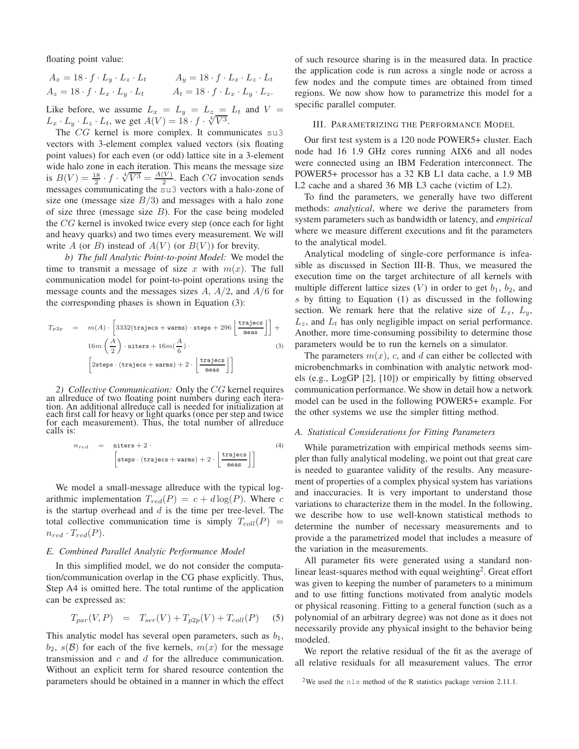floating point value:

$$A_x = 18 \cdot f \cdot L_y \cdot L_z \cdot L_t \qquad A_y = 18 \cdot f \cdot L_x \cdot L_z \cdot L_t$$
$$A_z = 18 \cdot f \cdot L_x \cdot L_y \cdot L_t \qquad A_t = 18 \cdot f \cdot L_x \cdot L_y \cdot L_z.$$

Like before, we assume $L_x = L_y = L_z = L_t$ and $V = L_x \cdot L_y \cdot L_z \cdot L_t$, we get $A(V) = 18 \cdot f \cdot \sqrt[4]{V^3}$.

The $CG$ kernel is more complex. It communicates su3 vectors with 3-element complex valued vectors (six floating point values) for each even (or odd) lattice site in a 3-element wide halo zone in each iteration. This means the message size is $B(V) = \frac{18}{2} \cdot f \cdot \sqrt[4]{V^3} = \frac{A(V)}{2}$. Each $CG$ invocation sends messages communicating the su3 vectors with a halo-zone of size one (message size $B/3$) and messages with a halo zone of size three (message size $B$). For the case being modeled the $CG$ kernel is invoked twice every step (once each for light and heavy quarks) and two times every measurement. We will write $A$ (or $B$) instead of $A(V)$ (or $B(V)$) for brevity.

*b) The full Analytic Point-to-point Model:* We model the time to transmit a message of size $x$ with $m(x)$. The full communication model for point-to-point operations using the message counts and the messages sizes $A$, $A/2$, and $A/6$ for the corresponding phases is shown in Equation (3):

$$\begin{aligned} T_{p2p} \quad = \quad & m(A) \cdot \left[ 3332(\texttt{trajecs} + \texttt{warms}) \cdot \texttt{steps} + 296 \left\lfloor \frac{\texttt{trajecs}}{\texttt{meas}} \right\rfloor \right] + \\ & 16m\left(\frac{A}{2}\right) \cdot \texttt{niters} + 16m(\frac{A}{6}) \cdot \\ & \left[ 2\texttt{steps} \cdot (\texttt{trajecs} + \texttt{warms}) + 2 \cdot \left\lfloor \frac{\texttt{trajecs}}{\texttt{meas}} \right\rfloor \right] \end{aligned} \qquad (3)$$

*2) Collective Communication:* Only the $CG$ kernel requires an allreduce of two floating point numbers during each iteration. An additional allreduce call is needed for initialization at each first call for heavy or light quarks (once per step and twice for each measurement). Thus, the total number of allreduce calls is:

$$\begin{aligned} n_{red} \quad = \quad & \texttt{niters} + 2 \cdot \\ & \left[ \texttt{steps} \cdot (\texttt{trajecs} + \texttt{warms}) + 2 \cdot \left\lfloor \frac{\texttt{trajecs}}{\texttt{meas}} \right\rfloor \right] \end{aligned} \qquad (4)$$

We model a small-message allreduce with the typical logarithmic implementation $T_{red}(P) = c + d\log(P)$. Where $c$ is the startup overhead and $d$ is the time per tree-level. The total collective communication time is simply $T_{coll}(P) = n_{red} \cdot T_{red}(P)$.

### E. Combined Parallel Analytic Performance Model

In this simplified model, we do not consider the computation/communication overlap in the CG phase explicitly. Thus, Step A4 is omitted here. The total runtime of the application can be expressed as:

$$T_{par}(V, P) \quad = \quad T_{ser}(V) + T_{p2p}(V) + T_{coll}(P) \qquad (5)$$

This analytic model has several open parameters, such as $b_1$, $b_2$, $s(\mathcal{B})$ for each of the five kernels, $m(x)$ for the message transmission and $c$ and $d$ for the allreduce communication. Without an explicit term for shared resource contention the parameters should be obtained in a manner in which the effect of such resource sharing is in the measured data. In practice the application code is run across a single node or across a few nodes and the compute times are obtained from timed regions. We now show how to parametrize this model for a specific parallel computer.

## III. Parametrizing the Performance Model

Our first test system is a 120 node POWER5+ cluster. Each node had 16 1.9 GHz cores running AIX6 and all nodes were connected using an IBM Federation interconnect. The POWER5+ processor has a 32 KB L1 data cache, a 1.9 MB L2 cache and a shared 36 MB L3 cache (victim of L2).

To find the parameters, we generally have two different methods: *analytical*, where we derive the parameters from system parameters such as bandwidth or latency, and *empirical* where we measure different executions and fit the parameters to the analytical model.

Analytical modeling of single-core performance is infeasible as discussed in Section III-B. Thus, we measured the execution time on the target architecture of all kernels with multiple different lattice sizes ($V$) in order to get $b_1$, $b_2$, and $s$ by fitting to Equation (1) as discussed in the following section. We remark here that the relative size of $L_x$, $L_y$, $L_z$, and $L_t$ has only negligible impact on serial performance. Another, more time-consuming possibility to determine those parameters would be to run the kernels on a simulator.

The parameters $m(x)$, $c$, and $d$ can either be collected with microbenchmarks in combination with analytic network models (e.g., LogGP [2], [10]) or empirically by fitting observed communication performance. We show in detail how a network model can be used in the following POWER5+ example. For the other systems we use the simpler fitting method.

### A. Statistical Considerations for Fitting Parameters

While parametrization with empirical methods seems simpler than fully analytical modeling, we point out that great care is needed to guarantee validity of the results. Any measurement of properties of a complex physical system has variations and inaccuracies. It is very important to understand those variations to characterize them in the model. In the following, we describe how to use well-known statistical methods to determine the number of necessary measurements and to provide a the parametrized model that includes a measure of the variation in the measurements.

All parameter fits were generated using a standard nonlinear least-squares method with equal weighting[2]. Great effort was given to keeping the number of parameters to a minimum and to use fitting functions motivated from analytic models or physical reasoning. Fitting to a general function (such as a polynomial of an arbitrary degree) was not done as it does not necessarily provide any physical insight to the behavior being modeled.

We report the relative residual of the fit as the average of all relative residuals for all measurement values. The error

[2] We used the nls method of the R statistics package version 2.11.1.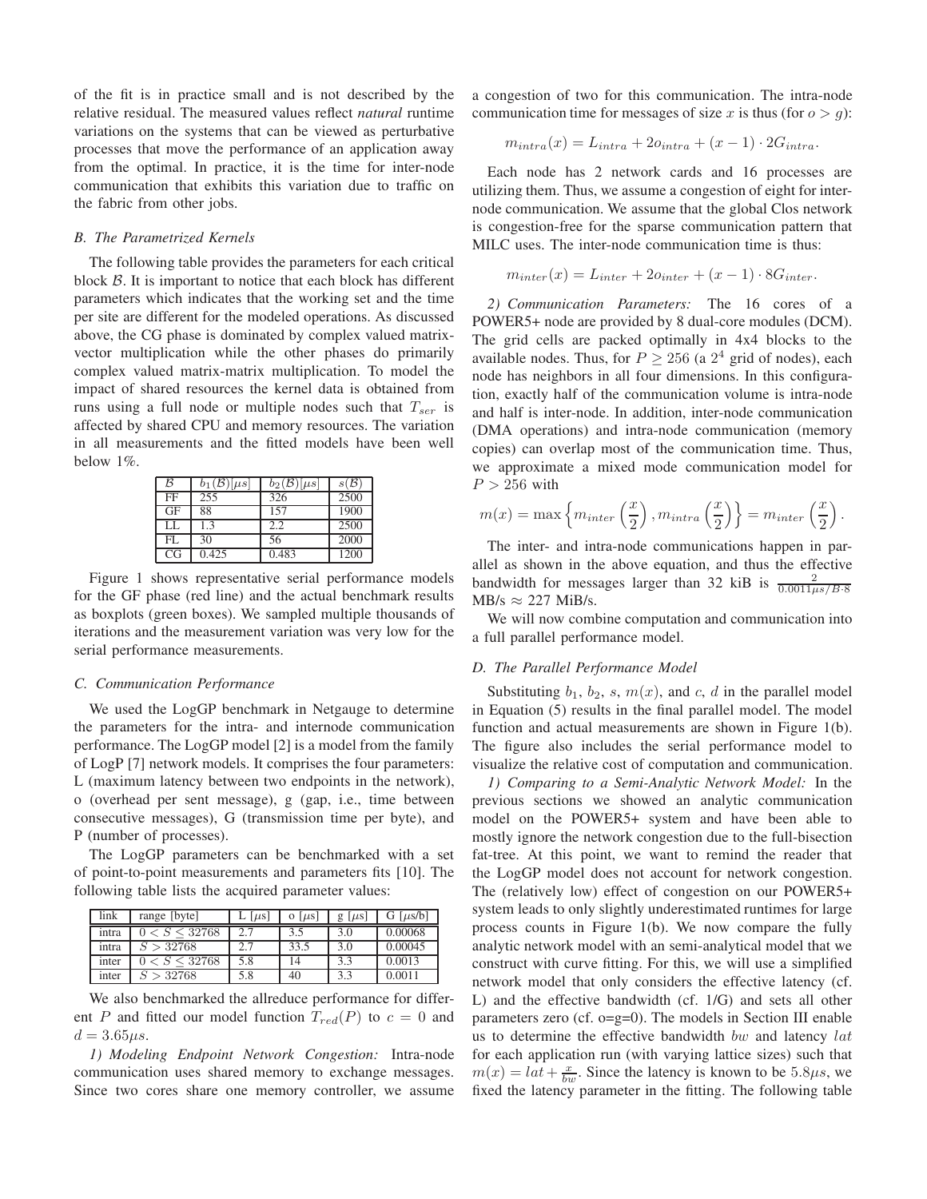of the fit is in practice small and is not described by the relative residual. The measured values reflect *natural* runtime variations on the systems that can be viewed as perturbative processes that move the performance of an application away from the optimal. In practice, it is the time for inter-node communication that exhibits this variation due to traffic on the fabric from other jobs.

### B. The Parametrized Kernels

The following table provides the parameters for each critical block $\mathcal{B}$. It is important to notice that each block has different parameters which indicates that the working set and the time per site are different for the modeled operations. As discussed above, the CG phase is dominated by complex valued matrix-vector multiplication while the other phases do primarily complex valued matrix-matrix multiplication. To model the impact of shared resources the kernel data is obtained from runs using a full node or multiple nodes such that $T_{ser}$ is affected by shared CPU and memory resources. The variation in all measurements and the fitted models have been well below 1%.

| $\mathcal{B}$ | $b_1(\mathcal{B})[\mu s]$ | $b_2(\mathcal{B})[\mu s]$ | $s(\mathcal{B})$ |
|---|---|---|---|
| FF | 255 | 326 | 2500 |
| GF | 88 | 157 | 1900 |
| LL | 1.3 | 2.2 | 2500 |
| FL | 30 | 56 | 2000 |
| CG | 0.425 | 0.483 | 1200 |

Figure 1 shows representative serial performance models for the GF phase (red line) and the actual benchmark results as boxplots (green boxes). We sampled multiple thousands of iterations and the measurement variation was very low for the serial performance measurements.

### C. Communication Performance

We used the LogGP benchmark in Netgauge to determine the parameters for the intra- and internode communication performance. The LogGP model [2] is a model from the family of LogP [7] network models. It comprises the four parameters: L (maximum latency between two endpoints in the network), o (overhead per sent message), g (gap, i.e., time between consecutive messages), G (transmission time per byte), and P (number of processes).

The LogGP parameters can be benchmarked with a set of point-to-point measurements and parameters fits [10]. The following table lists the acquired parameter values:

| link | range [byte] | L [$\mu$s] | o [$\mu$s] | g [$\mu$s] | G [$\mu$s/b] |
|---|---|---|---|---|---|
| intra | $0 < S \leq 32768$ | 2.7 | 3.5 | 3.0 | 0.00068 |
| intra | $S > 32768$ | 2.7 | 33.5 | 3.0 | 0.00045 |
| inter | $0 < S \leq 32768$ | 5.8 | 14 | 3.3 | 0.0013 |
| inter | $S > 32768$ | 5.8 | 40 | 3.3 | 0.0011 |

We also benchmarked the allreduce performance for different $P$ and fitted our model function $T_{red}(P)$ to $c = 0$ and $d = 3.65\mu s$.

*1) Modeling Endpoint Network Congestion:* Intra-node communication uses shared memory to exchange messages. Since two cores share one memory controller, we assume a congestion of two for this communication. The intra-node communication time for messages of size $x$ is thus (for $o > g$):

$$m_{intra}(x) = L_{intra} + 2o_{intra} + (x - 1) \cdot 2G_{intra}.$$

Each node has 2 network cards and 16 processes are utilizing them. Thus, we assume a congestion of eight for inter-node communication. We assume that the global Clos network is congestion-free for the sparse communication pattern that MILC uses. The inter-node communication time is thus:

$$m_{inter}(x) = L_{inter} + 2o_{inter} + (x - 1) \cdot 8G_{inter}.$$

*2) Communication Parameters:* The 16 cores of a POWER5+ node are provided by 8 dual-core modules (DCM). The grid cells are packed optimally in 4x4 blocks to the available nodes. Thus, for $P \geq 256$ (a $2^4$ grid of nodes), each node has neighbors in all four dimensions. In this configuration, exactly half of the communication volume is intra-node and half is inter-node. In addition, inter-node communication (DMA operations) and intra-node communication (memory copies) can overlap most of the communication time. Thus, we approximate a mixed mode communication model for $P > 256$ with

$$m(x) = \max\left\{m_{inter}\left(\frac{x}{2}\right), m_{intra}\left(\frac{x}{2}\right)\right\} = m_{inter}\left(\frac{x}{2}\right).$$

The inter- and intra-node communications happen in parallel as shown in the above equation, and thus the effective bandwidth for messages larger than 32 kiB is $\frac{2}{0.0011\mu s/B \cdot 8}$ MB/s $\approx 227$ MiB/s.

We will now combine computation and communication into a full parallel performance model.

### D. The Parallel Performance Model

Substituting $b_1$, $b_2$, $s$, $m(x)$, and $c$, $d$ in the parallel model in Equation (5) results in the final parallel model. The model function and actual measurements are shown in Figure 1(b). The figure also includes the serial performance model to visualize the relative cost of computation and communication.

*1) Comparing to a Semi-Analytic Network Model:* In the previous sections we showed an analytic communication model on the POWER5+ system and have been able to mostly ignore the network congestion due to the full-bisection fat-tree. At this point, we want to remind the reader that the LogGP model does not account for network congestion. The (relatively low) effect of congestion on our POWER5+ system leads to only slightly underestimated runtimes for large process counts in Figure 1(b). We now compare the fully analytic network model with an semi-analytical model that we construct with curve fitting. For this, we will use a simplified network model that only considers the effective latency (cf. L) and the effective bandwidth (cf. 1/G) and sets all other parameters zero (cf. o=g=0). The models in Section III enable us to determine the effective bandwidth $bw$ and latency $lat$ for each application run (with varying lattice sizes) such that $m(x) = lat + \frac{x}{bw}$. Since the latency is known to be $5.8\mu s$, we fixed the latency parameter in the fitting. The following table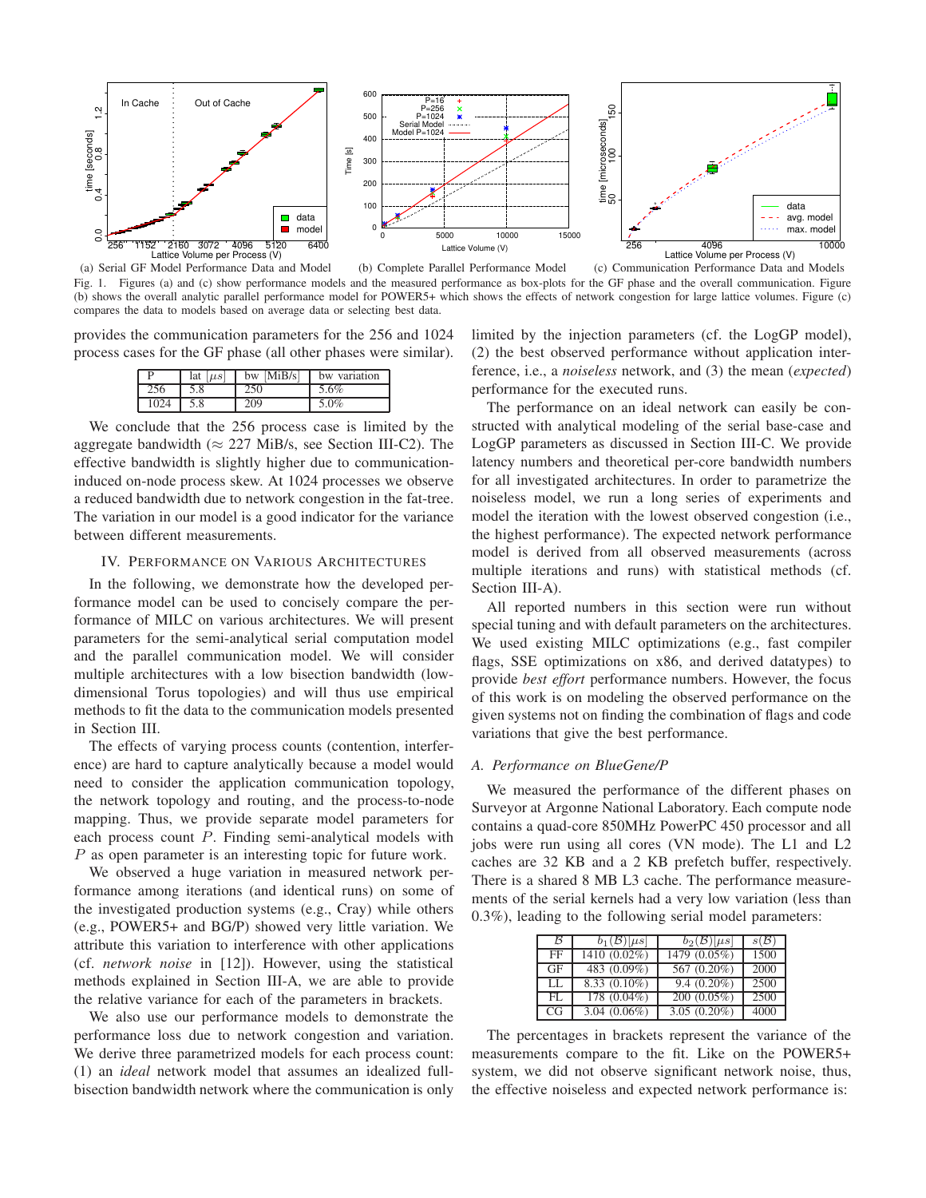(a) Serial GF Model Performance Data and Model (b) Complete Parallel Performance Model (c) Communication Performance Data and Models

Fig. 1. Figures (a) and (c) show performance models and the measured performance as box-plots for the GF phase and the overall communication. Figure (b) shows the overall analytic parallel performance model for POWER5+ which shows the effects of network congestion for large lattice volumes. Figure (c) compares the data to models based on average data or selecting best data.

provides the communication parameters for the 256 and 1024 process cases for the GF phase (all other phases were similar).

| P | lat [$\mu s$] | bw [MiB/s] | bw variation |
|---|---|---|---|
| 256 | 5.8 | 250 | 5.6% |
| 1024 | 5.8 | 209 | 5.0% |

We conclude that the 256 process case is limited by the aggregate bandwidth ($\approx$ 227 MiB/s, see Section III-C2). The effective bandwidth is slightly higher due to communication-induced on-node process skew. At 1024 processes we observe a reduced bandwidth due to network congestion in the fat-tree. The variation in our model is a good indicator for the variance between different measurements.

## IV. Performance on Various Architectures

In the following, we demonstrate how the developed performance model can be used to concisely compare the performance of MILC on various architectures. We will present parameters for the semi-analytical serial computation model and the parallel communication model. We will consider multiple architectures with a low bisection bandwidth (low-dimensional Torus topologies) and will thus use empirical methods to fit the data to the communication models presented in Section III.

The effects of varying process counts (contention, interference) are hard to capture analytically because a model would need to consider the application communication topology, the network topology and routing, and the process-to-node mapping. Thus, we provide separate model parameters for each process count $P$. Finding semi-analytical models with $P$ as open parameter is an interesting topic for future work.

We observed a huge variation in measured network performance among iterations (and identical runs) on some of the investigated production systems (e.g., Cray) while others (e.g., POWER5+ and BG/P) showed very little variation. We attribute this variation to interference with other applications (cf. *network noise* in [12]). However, using the statistical methods explained in Section III-A, we are able to provide the relative variance for each of the parameters in brackets.

We also use our performance models to demonstrate the performance loss due to network congestion and variation. We derive three parametrized models for each process count: (1) an *ideal* network model that assumes an idealized full-bisection bandwidth network where the communication is only limited by the injection parameters (cf. the LogGP model), (2) the best observed performance without application interference, i.e., a *noiseless* network, and (3) the mean (*expected*) performance for the executed runs.

The performance on an ideal network can easily be constructed with analytical modeling of the serial base-case and LogGP parameters as discussed in Section III-C. We provide latency numbers and theoretical per-core bandwidth numbers for all investigated architectures. In order to parametrize the noiseless model, we run a long series of experiments and model the iteration with the lowest observed congestion (i.e., the highest performance). The expected network performance model is derived from all observed measurements (across multiple iterations and runs) with statistical methods (cf. Section III-A).

All reported numbers in this section were run without special tuning and with default parameters on the architectures. We used existing MILC optimizations (e.g., fast compiler flags, SSE optimizations on x86, and derived datatypes) to provide *best effort* performance numbers. However, the focus of this work is on modeling the observed performance on the given systems not on finding the combination of flags and code variations that give the best performance.

### A. Performance on BlueGene/P

We measured the performance of the different phases on Surveyor at Argonne National Laboratory. Each compute node contains a quad-core 850MHz PowerPC 450 processor and all jobs were run using all cores (VN mode). The L1 and L2 caches are 32 KB and a 2 KB prefetch buffer, respectively. There is a shared 8 MB L3 cache. The performance measurements of the serial kernels had a very low variation (less than 0.3%), leading to the following serial model parameters:

| $\mathcal{B}$ | $b_1(\mathcal{B})[\mu s]$ | $b_2(\mathcal{B})[\mu s]$ | $s(\mathcal{B})$ |
|---|---|---|---|
| FF | 1410 (0.02%) | 1479 (0.05%) | 1500 |
| GF | 483 (0.09%) | 567 (0.20%) | 2000 |
| LL | 8.33 (0.10%) | 9.4 (0.20%) | 2500 |
| FL | 178 (0.04%) | 200 (0.05%) | 2500 |
| CG | 3.04 (0.06%) | 3.05 (0.20%) | 4000 |

The percentages in brackets represent the variance of the measurements compare to the fit. Like on the POWER5+ system, we did not observe significant network noise, thus, the effective noiseless and expected network performance is: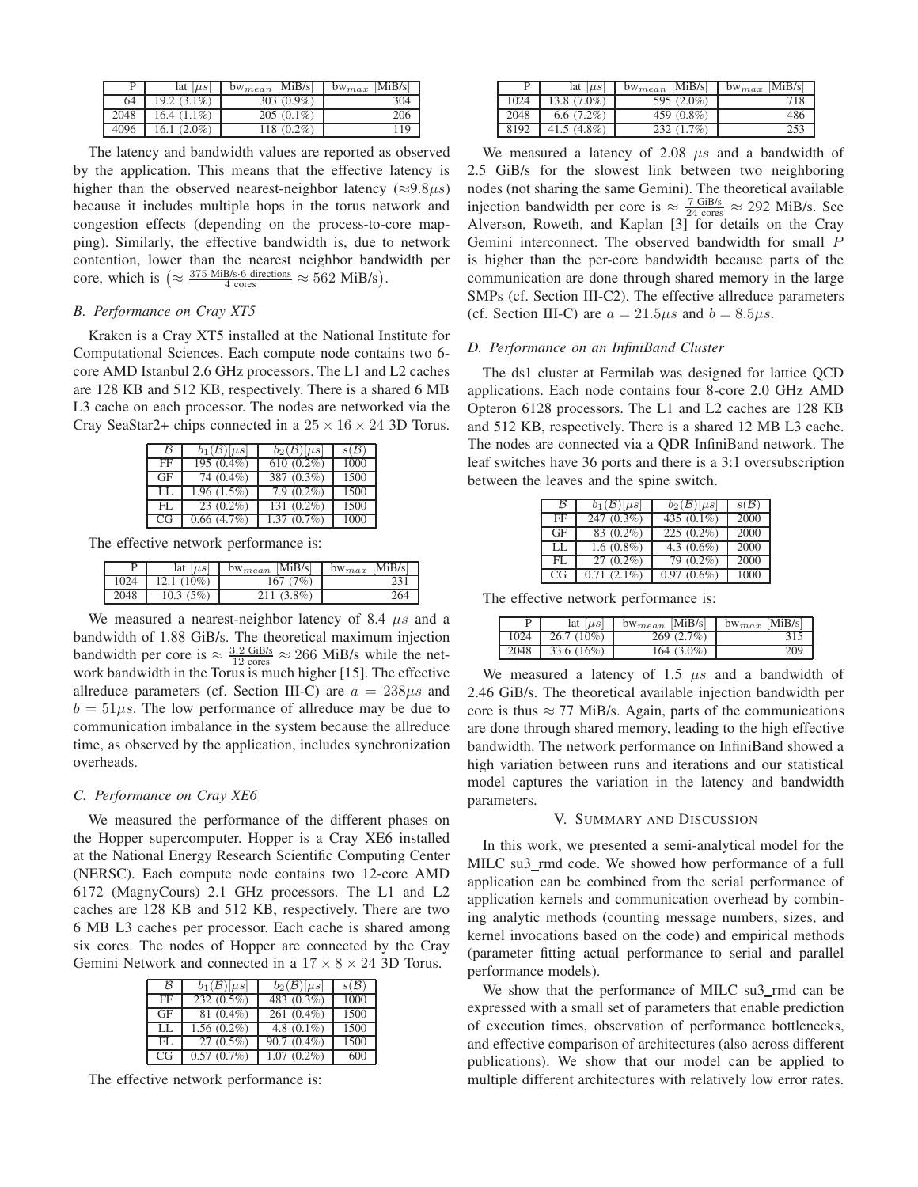| P | lat [$\mu s$] | bw$_{mean}$ [MiB/s] | bw$_{max}$ [MiB/s] |
|---|---|---|---|
| 64 | 19.2 (3.1%) | 303 (0.9%) | 304 |
| 2048 | 16.4 (1.1%) | 205 (0.1%) | 206 |
| 4096 | 16.1 (2.0%) | 118 (0.2%) | 119 |

The latency and bandwidth values are reported as observed by the application. This means that the effective latency is higher than the observed nearest-neighbor latency (≈9.8$\mu s$) because it includes multiple hops in the torus network and congestion effects (depending on the process-to-core mapping). Similarly, the effective bandwidth is, due to network contention, lower than the nearest neighbor bandwidth per core, which is $\left(\approx \frac{375 \text{ MiB/s} \cdot 6 \text{ directions}}{4 \text{ cores}} \approx 562 \text{ MiB/s}\right)$.

### B. Performance on Cray XT5

Kraken is a Cray XT5 installed at the National Institute for Computational Sciences. Each compute node contains two 6-core AMD Istanbul 2.6 GHz processors. The L1 and L2 caches are 128 KB and 512 KB, respectively. There is a shared 6 MB L3 cache on each processor. The nodes are networked via the Cray SeaStar2+ chips connected in a $25 \times 16 \times 24$ 3D Torus.

| $\mathcal{B}$ | $b_1(\mathcal{B})[\mu s]$ | $b_2(\mathcal{B})[\mu s]$ | $s(\mathcal{B})$ |
|---|---|---|---|
| FF | 195 (0.4%) | 610 (0.2%) | 1000 |
| GF | 74 (0.4%) | 387 (0.3%) | 1500 |
| LL | 1.96 (1.5%) | 7.9 (0.2%) | 1500 |
| FL | 23 (0.2%) | 131 (0.2%) | 1500 |
| CG | 0.66 (4.7%) | 1.37 (0.7%) | 1000 |

The effective network performance is:

| P | lat [$\mu s$] | bw$_{mean}$ [MiB/s] | bw$_{max}$ [MiB/s] |
|---|---|---|---|
| 1024 | 12.1 (10%) | 167 (7%) | 231 |
| 2048 | 10.3 (5%) | 211 (3.8%) | 264 |

We measured a nearest-neighbor latency of 8.4 $\mu s$ and a bandwidth of 1.88 GiB/s. The theoretical maximum injection bandwidth per core is $\approx \frac{3.2 \text{ GiB/s}}{12 \text{ cores}} \approx 266$ MiB/s while the network bandwidth in the Torus is much higher [15]. The effective allreduce parameters (cf. Section III-C) are $a = 238\mu s$ and $b = 51\mu s$. The low performance of allreduce may be due to communication imbalance in the system because the allreduce time, as observed by the application, includes synchronization overheads.

### C. Performance on Cray XE6

We measured the performance of the different phases on the Hopper supercomputer. Hopper is a Cray XE6 installed at the National Energy Research Scientific Computing Center (NERSC). Each compute node contains two 12-core AMD 6172 (MagnyCours) 2.1 GHz processors. The L1 and L2 caches are 128 KB and 512 KB, respectively. There are two 6 MB L3 caches per processor. Each cache is shared among six cores. The nodes of Hopper are connected by the Cray Gemini Network and connected in a $17 \times 8 \times 24$ 3D Torus.

| $\mathcal{B}$ | $b_1(\mathcal{B})[\mu s]$ | $b_2(\mathcal{B})[\mu s]$ | $s(\mathcal{B})$ |
|---|---|---|---|
| FF | 232 (0.5%) | 483 (0.3%) | 1000 |
| GF | 81 (0.4%) | 261 (0.4%) | 1500 |
| LL | 1.56 (0.2%) | 4.8 (0.1%) | 1500 |
| FL | 27 (0.5%) | 90.7 (0.4%) | 1500 |
| CG | 0.57 (0.7%) | 1.07 (0.2%) | 600 |

The effective network performance is:

| P | lat [$\mu s$] | bw$_{mean}$ [MiB/s] | bw$_{max}$ [MiB/s] |
|---|---|---|---|
| 1024 | 13.8 (7.0%) | 595 (2.0%) | 718 |
| 2048 | 6.6 (7.2%) | 459 (0.8%) | 486 |
| 8192 | 41.5 (4.8%) | 232 (1.7%) | 253 |

We measured a latency of 2.08 $\mu s$ and a bandwidth of 2.5 GiB/s for the slowest link between two neighboring nodes (not sharing the same Gemini). The theoretical available injection bandwidth per core is $\approx \frac{7 \text{ GiB/s}}{24 \text{ cores}} \approx 292$ MiB/s. See Alverson, Roweth, and Kaplan [3] for details on the Cray Gemini interconnect. The observed bandwidth for small $P$ is higher than the per-core bandwidth because parts of the communication are done through shared memory in the large SMPs (cf. Section III-C2). The effective allreduce parameters (cf. Section III-C) are $a = 21.5\mu s$ and $b = 8.5\mu s$.

### D. Performance on an InfiniBand Cluster

The ds1 cluster at Fermilab was designed for lattice QCD applications. Each node contains four 8-core 2.0 GHz AMD Opteron 6128 processors. The L1 and L2 caches are 128 KB and 512 KB, respectively. There is a shared 12 MB L3 cache. The nodes are connected via a QDR InfiniBand network. The leaf switches have 36 ports and there is a 3:1 oversubscription between the leaves and the spine switch.

| $\mathcal{B}$ | $b_1(\mathcal{B})[\mu s]$ | $b_2(\mathcal{B})[\mu s]$ | $s(\mathcal{B})$ |
|---|---|---|---|
| FF | 247 (0.3%) | 435 (0.1%) | 2000 |
| GF | 83 (0.2%) | 225 (0.2%) | 2000 |
| LL | 1.6 (0.8%) | 4.3 (0.6%) | 2000 |
| FL | 27 (0.2%) | 79 (0.2%) | 2000 |
| CG | 0.71 (2.1%) | 0.97 (0.6%) | 1000 |

The effective network performance is:

| P | lat [$\mu s$] | bw$_{mean}$ [MiB/s] | bw$_{max}$ [MiB/s] |
|---|---|---|---|
| 1024 | 26.7 (10%) | 269 (2.7%) | 315 |
| 2048 | 33.6 (16%) | 164 (3.0%) | 209 |

We measured a latency of 1.5 $\mu s$ and a bandwidth of 2.46 GiB/s. The theoretical available injection bandwidth per core is thus ≈ 77 MiB/s. Again, parts of the communications are done through shared memory, leading to the high effective bandwidth. The network performance on InfiniBand showed a high variation between runs and iterations and our statistical model captures the variation in the latency and bandwidth parameters.

## V. Summary and Discussion

In this work, we presented a semi-analytical model for the MILC su3_rmd code. We showed how performance of a full application can be combined from the serial performance of application kernels and communication overhead by combining analytic methods (counting message numbers, sizes, and kernel invocations based on the code) and empirical methods (parameter fitting actual performance to serial and parallel performance models).

We show that the performance of MILC su3_rmd can be expressed with a small set of parameters that enable prediction of execution times, observation of performance bottlenecks, and effective comparison of architectures (also across different publications). We show that our model can be applied to multiple different architectures with relatively low error rates.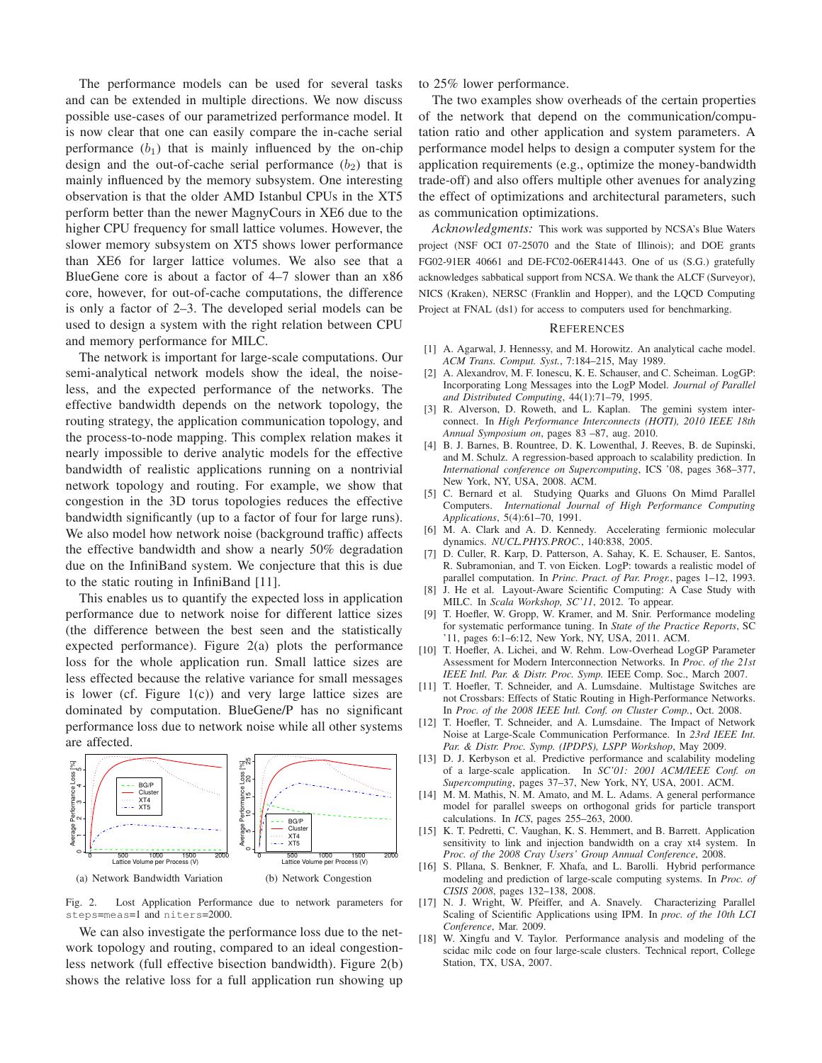The performance models can be used for several tasks and can be extended in multiple directions. We now discuss possible use-cases of our parametrized performance model. It is now clear that one can easily compare the in-cache serial performance ($b_1$) that is mainly influenced by the on-chip design and the out-of-cache serial performance ($b_2$) that is mainly influenced by the memory subsystem. One interesting observation is that the older AMD Istanbul CPUs in the XT5 perform better than the newer MagnyCours in XE6 due to the higher CPU frequency for small lattice volumes. However, the slower memory subsystem on XT5 shows lower performance than XE6 for larger lattice volumes. We also see that a BlueGene core is about a factor of 4–7 slower than an x86 core, however, for out-of-cache computations, the difference is only a factor of 2–3. The developed serial models can be used to design a system with the right relation between CPU and memory performance for MILC.

The network is important for large-scale computations. Our semi-analytical network models show the ideal, the noiseless, and the expected performance of the networks. The effective bandwidth depends on the network topology, the routing strategy, the application communication topology, and the process-to-node mapping. This complex relation makes it nearly impossible to derive analytic models for the effective bandwidth of realistic applications running on a nontrivial network topology and routing. For example, we show that congestion in the 3D torus topologies reduces the effective bandwidth significantly (up to a factor of four for large runs). We also model how network noise (background traffic) affects the effective bandwidth and show a nearly 50% degradation due on the InfiniBand system. We conjecture that this is due to the static routing in InfiniBand [11].

This enables us to quantify the expected loss in application performance due to network noise for different lattice sizes (the difference between the best seen and the statistically expected performance). Figure 2(a) plots the performance loss for the whole application run. Small lattice sizes are less effected because the relative variance for small messages is lower (cf. Figure 1(c)) and very large lattice sizes are dominated by computation. BlueGene/P has no significant performance loss due to network noise while all other systems are affected.

Average Performance Loss [%]
0 1 2 3 4 5
BG/P
Cluster
XT4
XT5
0 500 1000 1500 2000
Lattice Volume per Process (V)

(a) Network Bandwidth Variation

Average Performance Loss [%]
0 5 10 15 20 25
BG/P
Cluster
XT4
XT5
0 500 1000 1500 2000
Lattice Volume per Process (V)

(b) Network Congestion

Fig. 2. Lost Application Performance due to network parameters for `steps=meas=1` and `niters=2000`.

We can also investigate the performance loss due to the network topology and routing, compared to an ideal congestionless network (full effective bisection bandwidth). Figure 2(b) shows the relative loss for a full application run showing up to 25% lower performance.

The two examples show overheads of the certain properties of the network that depend on the communication/computation ratio and other application and system parameters. A performance model helps to design a computer system for the application requirements (e.g., optimize the money-bandwidth trade-off) and also offers multiple other avenues for analyzing the effect of optimizations and architectural parameters, such as communication optimizations.

*Acknowledgments:* This work was supported by NCSA's Blue Waters project (NSF OCI 07-25070 and the State of Illinois); and DOE grants FG02-91ER 40661 and DE-FC02-06ER41443. One of us (S.G.) gratefully acknowledges sabbatical support from NCSA. We thank the ALCF (Surveyor), NICS (Kraken), NERSC (Franklin and Hopper), and the LQCD Computing Project at FNAL (ds1) for access to computers used for benchmarking.

## References

[1] A. Agarwal, J. Hennessy, and M. Horowitz. An analytical cache model. *ACM Trans. Comput. Syst.*, 7:184–215, May 1989.

[2] A. Alexandrov, M. F. Ionescu, K. E. Schauser, and C. Scheiman. LogGP: Incorporating Long Messages into the LogP Model. *Journal of Parallel and Distributed Computing*, 44(1):71–79, 1995.

[3] R. Alverson, D. Roweth, and L. Kaplan. The gemini system interconnect. In *High Performance Interconnects (HOTI), 2010 IEEE 18th Annual Symposium on*, pages 83 –87, aug. 2010.

[4] B. J. Barnes, B. Rountree, D. K. Lowenthal, J. Reeves, B. de Supinski, and M. Schulz. A regression-based approach to scalability prediction. In *International conference on Supercomputing*, ICS '08, pages 368–377, New York, NY, USA, 2008. ACM.

[5] C. Bernard et al. Studying Quarks and Gluons On Mimd Parallel Computers. *International Journal of High Performance Computing Applications*, 5(4):61–70, 1991.

[6] M. A. Clark and A. D. Kennedy. Accelerating fermionic molecular dynamics. *NUCL.PHYS.PROC.*, 140:838, 2005.

[7] D. Culler, R. Karp, D. Patterson, A. Sahay, K. E. Schauser, E. Santos, R. Subramonian, and T. von Eicken. LogP: towards a realistic model of parallel computation. In *Princ. Pract. of Par. Progr.*, pages 1–12, 1993.

[8] J. He et al. Layout-Aware Scientific Computing: A Case Study with MILC. In *Scala Workshop, SC'11*, 2012. To appear.

[9] T. Hoefler, W. Gropp, W. Kramer, and M. Snir. Performance modeling for systematic performance tuning. In *State of the Practice Reports*, SC '11, pages 6:1–6:12, New York, NY, USA, 2011. ACM.

[10] T. Hoefler, A. Lichei, and W. Rehm. Low-Overhead LogGP Parameter Assessment for Modern Interconnection Networks. In *Proc. of the 21st IEEE Intl. Par. & Distr. Proc. Symp.* IEEE Comp. Soc., March 2007.

[11] T. Hoefler, T. Schneider, and A. Lumsdaine. Multistage Switches are not Crossbars: Effects of Static Routing in High-Performance Networks. In *Proc. of the 2008 IEEE Intl. Conf. on Cluster Comp.*, Oct. 2008.

[12] T. Hoefler, T. Schneider, and A. Lumsdaine. The Impact of Network Noise at Large-Scale Communication Performance. In *23rd IEEE Int. Par. & Distr. Proc. Symp. (IPDPS), LSPP Workshop*, May 2009.

[13] D. J. Kerbyson et al. Predictive performance and scalability modeling of a large-scale application. In *SC'01: 2001 ACM/IEEE Conf. on Supercomputing*, pages 37–37, New York, NY, USA, 2001. ACM.

[14] M. M. Mathis, N. M. Amato, and M. L. Adams. A general performance model for parallel sweeps on orthogonal grids for particle transport calculations. In *ICS*, pages 255–263, 2000.

[15] K. T. Pedretti, C. Vaughan, K. S. Hemmert, and B. Barrett. Application sensitivity to link and injection bandwidth on a cray xt4 system. In *Proc. of the 2008 Cray Users' Group Annual Conference*, 2008.

[16] S. Pllana, S. Benkner, F. Xhafa, and L. Barolli. Hybrid performance modeling and prediction of large-scale computing systems. In *Proc. of CISIS 2008*, pages 132–138, 2008.

[17] N. J. Wright, W. Pfeiffer, and A. Snavely. Characterizing Parallel Scaling of Scientific Applications using IPM. In *proc. of the 10th LCI Conference*, Mar. 2009.

[18] W. Xingfu and V. Taylor. Performance analysis and modeling of the scidac milc code on four large-scale clusters. Technical report, College Station, TX, USA, 2007.